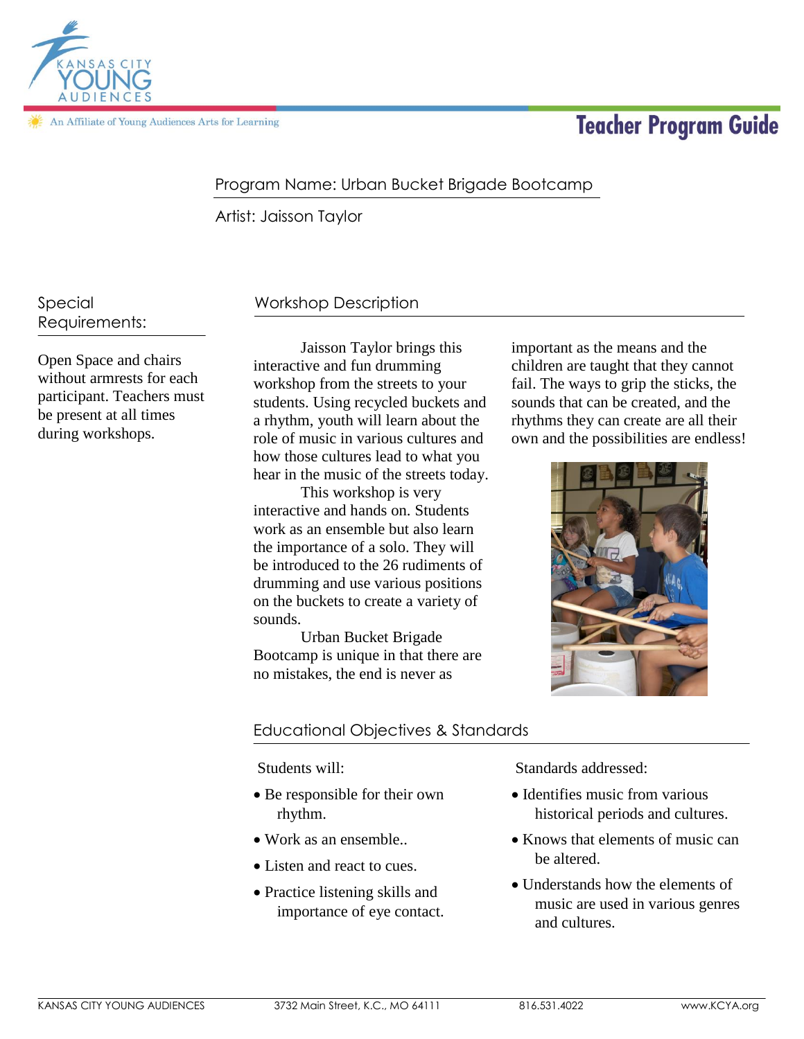KANSAS CITY YOUNG AUDIENCES

An Affiliate of Young Audiences Arts for Learning

# Teacher Program Guide

Program Name: Urban Bucket Brigade Bootcamp

Artist: Jaisson Taylor

## Special Requirements:

Open Space and chairs without armrests for each participant. Teachers must be present at all times during workshops.

## Workshop Description

Jaisson Taylor brings this interactive and fun drumming workshop from the streets to your students. Using recycled buckets and a rhythm, youth will learn about the role of music in various cultures and how those cultures lead to what you hear in the music of the streets today.

This workshop is very interactive and hands on. Students work as an ensemble but also learn the importance of a solo. They will be introduced to the 26 rudiments of drumming and use various positions on the buckets to create a variety of sounds.

Urban Bucket Brigade Bootcamp is unique in that there are no mistakes, the end is never as important as the means and the children are taught that they cannot fail. The ways to grip the sticks, the sounds that can be created, and the rhythms they can create are all their own and the possibilities are endless!

## Educational Objectives & Standards

Students will:

- Be responsible for their own rhythm.
- Work as an ensemble..
- Listen and react to cues.
- Practice listening skills and importance of eye contact.

Standards addressed:

- Identifies music from various historical periods and cultures.
- Knows that elements of music can be altered.
- Understands how the elements of music are used in various genres and cultures.

KANSAS CITY YOUNG AUDIENCES | 3732 Main Street, K.C., MO 64111 | 816.531.4022 | www.KCYA.org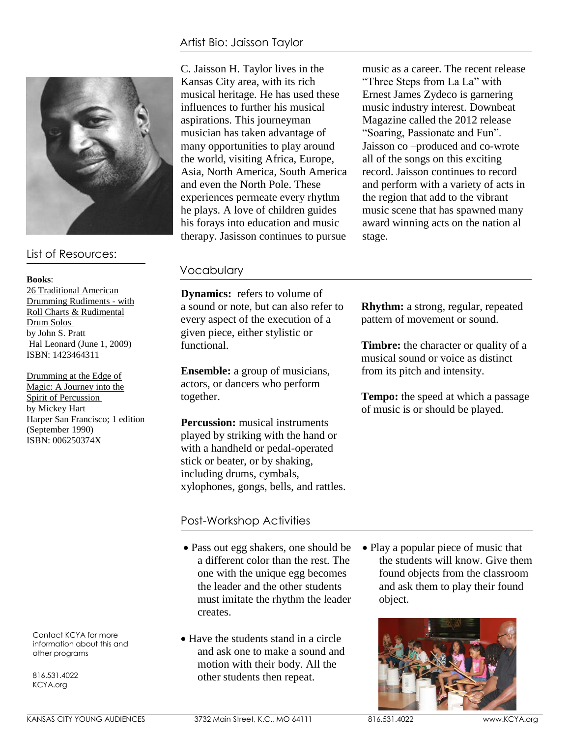## Artist Bio: Jaisson Taylor

C. Jaisson H. Taylor lives in the Kansas City area, with its rich musical heritage. He has used these influences to further his musical aspirations. This journeyman musician has taken advantage of many opportunities to play around the world, visiting Africa, Europe, Asia, North America, South America and even the North Pole. These experiences permeate every rhythm he plays. A love of children guides his forays into education and music therapy. Jasisson continues to pursue music as a career. The recent release "Three Steps from La La" with Ernest James Zydeco is garnering music industry interest. Downbeat Magazine called the 2012 release "Soaring, Passionate and Fun". Jaisson co –produced and co-wrote all of the songs on this exciting record. Jaisson continues to record and perform with a variety of acts in the region that add to the vibrant music scene that has spawned many award winning acts on the nation al stage.

## List of Resources:

**Books**:

26 Traditional American Drumming Rudiments - with Roll Charts & Rudimental Drum Solos
by John S. Pratt
Hal Leonard (June 1, 2009)
ISBN: 1423464311

Drumming at the Edge of Magic: A Journey into the Spirit of Percussion
by Mickey Hart
Harper San Francisco; 1 edition (September 1990)
ISBN: 006250374X

## Vocabulary

**Dynamics:** refers to volume of a sound or note, but can also refer to every aspect of the execution of a given piece, either stylistic or functional.

**Ensemble:** a group of musicians, actors, or dancers who perform together.

**Percussion:** musical instruments played by striking with the hand or with a handheld or pedal-operated stick or beater, or by shaking, including drums, cymbals, xylophones, gongs, bells, and rattles.

**Rhythm:** a strong, regular, repeated pattern of movement or sound.

**Timbre:** the character or quality of a musical sound or voice as distinct from its pitch and intensity.

**Tempo:** the speed at which a passage of music is or should be played.

## Post-Workshop Activities

- Pass out egg shakers, one should be a different color than the rest. The one with the unique egg becomes the leader and the other students must imitate the rhythm the leader creates.
- Have the students stand in a circle and ask one to make a sound and motion with their body. All the other students then repeat.
- Play a popular piece of music that the students will know. Give them found objects from the classroom and ask them to play their found object.

Contact KCYA for more information about this and other programs

816.531.4022
KCYA.org

KANSAS CITY YOUNG AUDIENCES 3732 Main Street, K.C., MO 64111 816.531.4022 www.KCYA.org